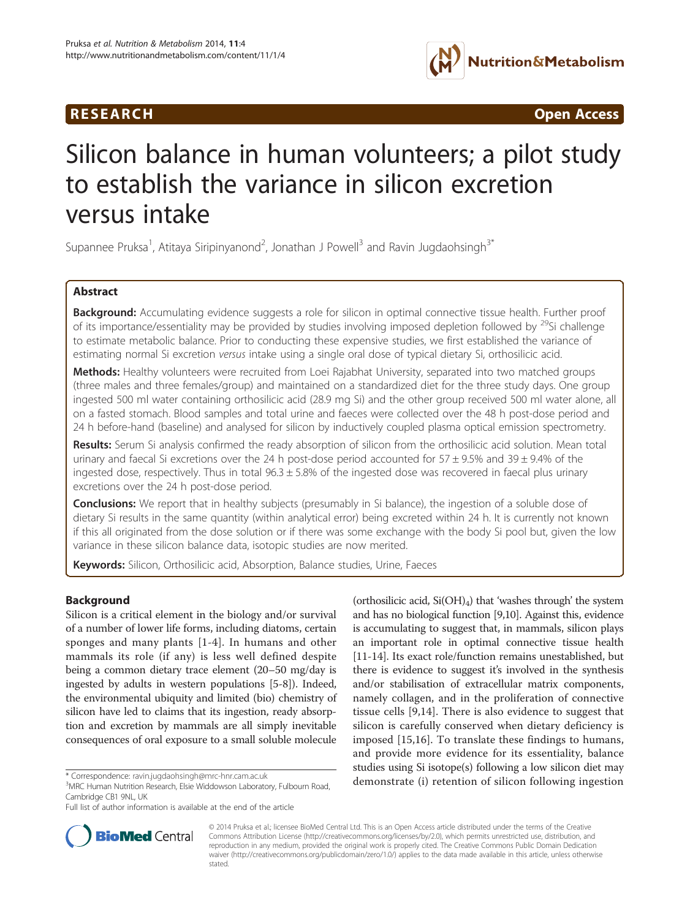RESEARCH Open Access

# Silicon balance in human volunteers; a pilot study to establish the variance in silicon excretion versus intake

Supannee Pruksa[1], Atitaya Siripinyanond[2], Jonathan J Powell[3] and Ravin Jugdaohsingh[3*]

## Abstract

**Background:** Accumulating evidence suggests a role for silicon in optimal connective tissue health. Further proof of its importance/essentiality may be provided by studies involving imposed depletion followed by $^{29}$Si challenge to estimate metabolic balance. Prior to conducting these expensive studies, we first established the variance of estimating normal Si excretion *versus* intake using a single oral dose of typical dietary Si, orthosilicic acid.

**Methods:** Healthy volunteers were recruited from Loei Rajabhat University, separated into two matched groups (three males and three females/group) and maintained on a standardized diet for the three study days. One group ingested 500 ml water containing orthosilicic acid (28.9 mg Si) and the other group received 500 ml water alone, all on a fasted stomach. Blood samples and total urine and faeces were collected over the 48 h post-dose period and 24 h before-hand (baseline) and analysed for silicon by inductively coupled plasma optical emission spectrometry.

**Results:** Serum Si analysis confirmed the ready absorption of silicon from the orthosilicic acid solution. Mean total urinary and faecal Si excretions over the 24 h post-dose period accounted for 57 ± 9.5% and 39 ± 9.4% of the ingested dose, respectively. Thus in total 96.3 ± 5.8% of the ingested dose was recovered in faecal plus urinary excretions over the 24 h post-dose period.

**Conclusions:** We report that in healthy subjects (presumably in Si balance), the ingestion of a soluble dose of dietary Si results in the same quantity (within analytical error) being excreted within 24 h. It is currently not known if this all originated from the dose solution or if there was some exchange with the body Si pool but, given the low variance in these silicon balance data, isotopic studies are now merited.

**Keywords:** Silicon, Orthosilicic acid, Absorption, Balance studies, Urine, Faeces

## Background

Silicon is a critical element in the biology and/or survival of a number of lower life forms, including diatoms, certain sponges and many plants [1-4]. In humans and other mammals its role (if any) is less well defined despite being a common dietary trace element (20–50 mg/day is ingested by adults in western populations [5-8]). Indeed, the environmental ubiquity and limited (bio) chemistry of silicon have led to claims that its ingestion, ready absorption and excretion by mammals are all simply inevitable consequences of oral exposure to a small soluble molecule (orthosilicic acid, $Si(OH)_4$) that 'washes through' the system and has no biological function [9,10]. Against this, evidence is accumulating to suggest that, in mammals, silicon plays an important role in optimal connective tissue health [11-14]. Its exact role/function remains unestablished, but there is evidence to suggest it's involved in the synthesis and/or stabilisation of extracellular matrix components, namely collagen, and in the proliferation of connective tissue cells [9,14]. There is also evidence to suggest that silicon is carefully conserved when dietary deficiency is imposed [15,16]. To translate these findings to humans, and provide more evidence for its essentiality, balance studies using Si isotope(s) following a low silicon diet may demonstrate (i) retention of silicon following ingestion

\* Correspondence: ravin.jugdaohsingh@mrc-hnr.cam.ac.uk
[3]MRC Human Nutrition Research, Elsie Widdowson Laboratory, Fulbourn Road, Cambridge CB1 9NL, UK
Full list of author information is available at the end of the article

© 2014 Pruksa et al.; licensee BioMed Central Ltd. This is an Open Access article distributed under the terms of the Creative Commons Attribution License (http://creativecommons.org/licenses/by/2.0), which permits unrestricted use, distribution, and reproduction in any medium, provided the original work is properly cited. The Creative Commons Public Domain Dedication waiver (http://creativecommons.org/publicdomain/zero/1.0/) applies to the data made available in this article, unless otherwise stated.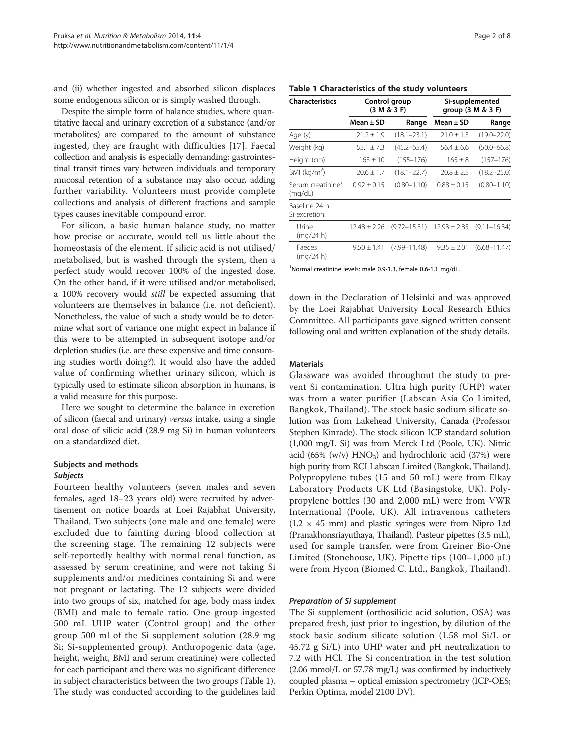and (ii) whether ingested and absorbed silicon displaces some endogenous silicon or is simply washed through.

Despite the simple form of balance studies, where quantitative faecal and urinary excretion of a substance (and/or metabolites) are compared to the amount of substance ingested, they are fraught with difficulties [17]. Faecal collection and analysis is especially demanding: gastrointestinal transit times vary between individuals and temporary mucosal retention of a substance may also occur, adding further variability. Volunteers must provide complete collections and analysis of different fractions and sample types causes inevitable compound error.

For silicon, a basic human balance study, no matter how precise or accurate, would tell us little about the homeostasis of the element. If silicic acid is not utilised/metabolised, but is washed through the system, then a perfect study would recover 100% of the ingested dose. On the other hand, if it were utilised and/or metabolised, a 100% recovery would *still* be expected assuming that volunteers are themselves in balance (i.e. not deficient). Nonetheless, the value of such a study would be to determine what sort of variance one might expect in balance if this were to be attempted in subsequent isotope and/or depletion studies (i.e. are these expensive and time consuming studies worth doing?). It would also have the added value of confirming whether urinary silicon, which is typically used to estimate silicon absorption in humans, is a valid measure for this purpose.

Here we sought to determine the balance in excretion of silicon (faecal and urinary) *versus* intake, using a single oral dose of silicic acid (28.9 mg Si) in human volunteers on a standardized diet.

## Subjects and methods

### Subjects

Fourteen healthy volunteers (seven males and seven females, aged 18–23 years old) were recruited by advertisement on notice boards at Loei Rajabhat University, Thailand. Two subjects (one male and one female) were excluded due to fainting during blood collection at the screening stage. The remaining 12 subjects were self-reportedly healthy with normal renal function, as assessed by serum creatinine, and were not taking Si supplements and/or medicines containing Si and were not pregnant or lactating. The 12 subjects were divided into two groups of six, matched for age, body mass index (BMI) and male to female ratio. One group ingested 500 mL UHP water (Control group) and the other group 500 ml of the Si supplement solution (28.9 mg Si; Si-supplemented group). Anthropogenic data (age, height, weight, BMI and serum creatinine) were collected for each participant and there was no significant difference in subject characteristics between the two groups (Table 1). The study was conducted according to the guidelines laid down in the Declaration of Helsinki and was approved by the Loei Rajabhat University Local Research Ethics Committee. All participants gave signed written consent following oral and written explanation of the study details.

**Table 1 Characteristics of the study volunteers**

| Characteristics | Control group (3 M & 3 F) | | Si-supplemented group (3 M & 3 F) | |
|---|---|---|---|---|
| | Mean ± SD | Range | Mean ± SD | Range |
| Age (y) | 21.2 ± 1.9 | (18.1–23.1) | 21.0 ± 1.3 | (19.0–22.0) |
| Weight (kg) | 55.1 ± 7.3 | (45.2–65.4) | 56.4 ± 6.6 | (50.0–66.8) |
| Height (cm) | 163 ± 10 | (155–176) | 165 ± 8 | (157–176) |
| BMI (kg/m$^2$) | 20.6 ± 1.7 | (18.1–22.7) | 20.8 ± 2.5 | (18.2–25.0) |
| Serum creatinine[1] (mg/dL) | 0.92 ± 0.15 | (0.80–1.10) | 0.88 ± 0.15 | (0.80–1.10) |
| Baseline 24 h Si excretion: | | | | |
| Urine (mg/24 h) | 12.48 ± 2.26 | (9.72–15.31) | 12.93 ± 2.85 | (9.11–16.34) |
| Faeces (mg/24 h) | 9.50 ± 1.41 | (7.99–11.48) | 9.35 ± 2.01 | (6.68–11.47) |

[1]Normal creatinine levels: male 0.9-1.3, female 0.6-1.1 mg/dL.

### Materials

Glassware was avoided throughout the study to prevent Si contamination. Ultra high purity (UHP) water was from a water purifier (Labscan Asia Co Limited, Bangkok, Thailand). The stock basic sodium silicate solution was from Lakehead University, Canada (Professor Stephen Kinrade). The stock silicon ICP standard solution (1,000 mg/L Si) was from Merck Ltd (Poole, UK). Nitric acid (65% (w/v) $HNO_3$) and hydrochloric acid (37%) were high purity from RCI Labscan Limited (Bangkok, Thailand). Polypropylene tubes (15 and 50 mL) were from Elkay Laboratory Products UK Ltd (Basingstoke, UK). Polypropylene bottles (30 and 2,000 mL) were from VWR International (Poole, UK). All intravenous catheters (1.2 × 45 mm) and plastic syringes were from Nipro Ltd (Pranakhonsriayuthaya, Thailand). Pasteur pipettes (3.5 mL), used for sample transfer, were from Greiner Bio-One Limited (Stonehouse, UK). Pipette tips (100–1,000 μL) were from Hycon (Biomed C. Ltd., Bangkok, Thailand).

### Preparation of Si supplement

The Si supplement (orthosilicic acid solution, OSA) was prepared fresh, just prior to ingestion, by dilution of the stock basic sodium silicate solution (1.58 mol Si/L or 45.72 g Si/L) into UHP water and pH neutralization to 7.2 with HCl. The Si concentration in the test solution (2.06 mmol/L or 57.78 mg/L) was confirmed by inductively coupled plasma – optical emission spectrometry (ICP-OES; Perkin Optima, model 2100 DV).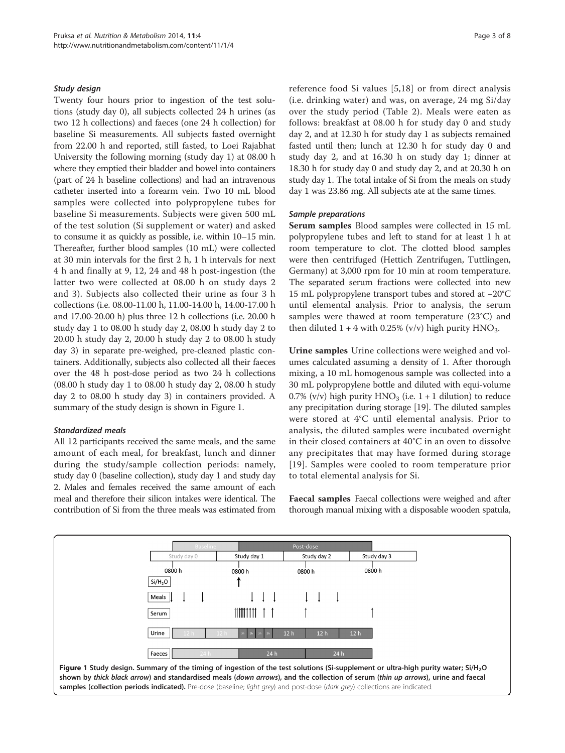### Study design

Twenty four hours prior to ingestion of the test solutions (study day 0), all subjects collected 24 h urines (as two 12 h collections) and faeces (one 24 h collection) for baseline Si measurements. All subjects fasted overnight from 22.00 h and reported, still fasted, to Loei Rajabhat University the following morning (study day 1) at 08.00 h where they emptied their bladder and bowel into containers (part of 24 h baseline collections) and had an intravenous catheter inserted into a forearm vein. Two 10 mL blood samples were collected into polypropylene tubes for baseline Si measurements. Subjects were given 500 mL of the test solution (Si supplement or water) and asked to consume it as quickly as possible, i.e. within 10–15 min. Thereafter, further blood samples (10 mL) were collected at 30 min intervals for the first 2 h, 1 h intervals for next 4 h and finally at 9, 12, 24 and 48 h post-ingestion (the latter two were collected at 08.00 h on study days 2 and 3). Subjects also collected their urine as four 3 h collections (i.e. 08.00-11.00 h, 11.00-14.00 h, 14.00-17.00 h and 17.00-20.00 h) plus three 12 h collections (i.e. 20.00 h study day 1 to 08.00 h study day 2, 08.00 h study day 2 to 20.00 h study day 2, 20.00 h study day 2 to 08.00 h study day 3) in separate pre-weighed, pre-cleaned plastic containers. Additionally, subjects also collected all their faeces over the 48 h post-dose period as two 24 h collections (08.00 h study day 1 to 08.00 h study day 2, 08.00 h study day 2 to 08.00 h study day 3) in containers provided. A summary of the study design is shown in Figure 1.

### Standardized meals

All 12 participants received the same meals, and the same amount of each meal, for breakfast, lunch and dinner during the study/sample collection periods: namely, study day 0 (baseline collection), study day 1 and study day 2. Males and females received the same amount of each meal and therefore their silicon intakes were identical. The contribution of Si from the three meals was estimated from reference food Si values [5,18] or from direct analysis (i.e. drinking water) and was, on average, 24 mg Si/day over the study period (Table 2). Meals were eaten as follows: breakfast at 08.00 h for study day 0 and study day 2, and at 12.30 h for study day 1 as subjects remained fasted until then; lunch at 12.30 h for study day 0 and study day 2, and at 16.30 h on study day 1; dinner at 18.30 h for study day 0 and study day 2, and at 20.30 h on study day 1. The total intake of Si from the meals on study day 1 was 23.86 mg. All subjects ate at the same times.

### Sample preparations

**Serum samples** Blood samples were collected in 15 mL polypropylene tubes and left to stand for at least 1 h at room temperature to clot. The clotted blood samples were then centrifuged (Hettich Zentrifugen, Tuttlingen, Germany) at 3,000 rpm for 10 min at room temperature. The separated serum fractions were collected into new 15 mL polypropylene transport tubes and stored at −20°C until elemental analysis. Prior to analysis, the serum samples were thawed at room temperature (23°C) and then diluted 1 + 4 with 0.25% (v/v) high purity $HNO_3$.

**Urine samples** Urine collections were weighed and volumes calculated assuming a density of 1. After thorough mixing, a 10 mL homogenous sample was collected into a 30 mL polypropylene bottle and diluted with equi-volume 0.7% (v/v) high purity $HNO_3$ (i.e. 1 + 1 dilution) to reduce any precipitation during storage [19]. The diluted samples were stored at 4°C until elemental analysis. Prior to analysis, the diluted samples were incubated overnight in their closed containers at 40°C in an oven to dissolve any precipitates that may have formed during storage [19]. Samples were cooled to room temperature prior to total elemental analysis for Si.

**Faecal samples** Faecal collections were weighed and after thorough manual mixing with a disposable wooden spatula,

**Figure 1 Study design.** Summary of the timing of ingestion of the test solutions (Si-supplement or ultra-high purity water; Si/$H_2O$ shown by *thick black arrow*) and standardised meals (*down arrows*), and the collection of serum (*thin up arrows*), urine and faecal samples (collection periods indicated). Pre-dose (baseline; *light grey*) and post-dose (*dark grey*) collections are indicated.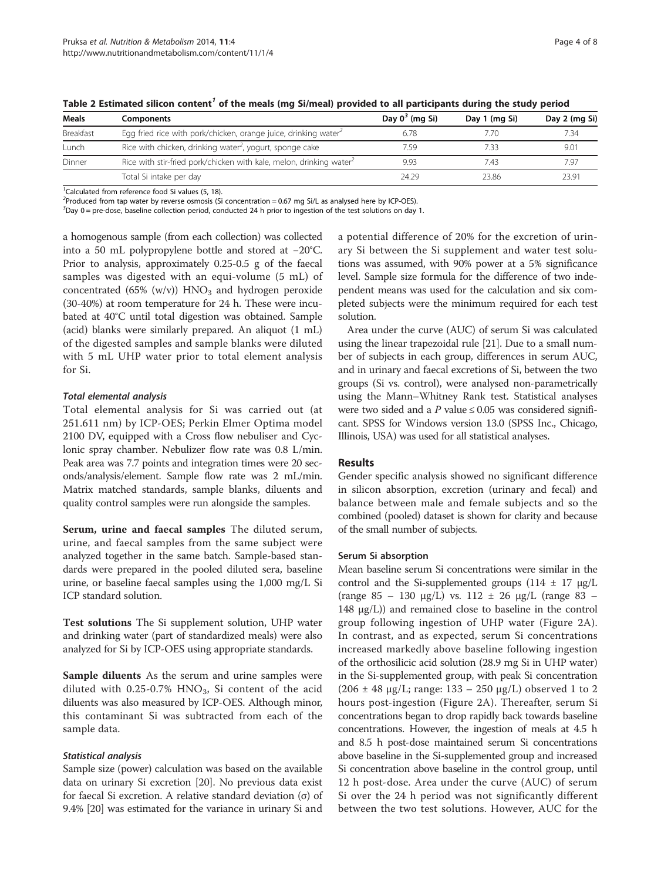Table 2 Estimated silicon content[1] of the meals (mg Si/meal) provided to all participants during the study period

| Meals | Components | Day 0[3] (mg Si) | Day 1 (mg Si) | Day 2 (mg Si) |
|---|---|---|---|---|
| Breakfast | Egg fried rice with pork/chicken, orange juice, drinking water[2] | 6.78 | 7.70 | 7.34 |
| Lunch | Rice with chicken, drinking water[2], yogurt, sponge cake | 7.59 | 7.33 | 9.01 |
| Dinner | Rice with stir-fried pork/chicken with kale, melon, drinking water[2] | 9.93 | 7.43 | 7.97 |
| | Total Si intake per day | 24.29 | 23.86 | 23.91 |

[1]Calculated from reference food Si values (5, 18).
[2]Produced from tap water by reverse osmosis (Si concentration = 0.67 mg Si/L as analysed here by ICP-OES).
[3]Day 0 = pre-dose, baseline collection period, conducted 24 h prior to ingestion of the test solutions on day 1.

a homogenous sample (from each collection) was collected into a 50 mL polypropylene bottle and stored at −20°C. Prior to analysis, approximately 0.25-0.5 g of the faecal samples was digested with an equi-volume (5 mL) of concentrated (65% (w/v)) $HNO_3$ and hydrogen peroxide (30-40%) at room temperature for 24 h. These were incubated at 40°C until total digestion was obtained. Sample (acid) blanks were similarly prepared. An aliquot (1 mL) of the digested samples and sample blanks were diluted with 5 mL UHP water prior to total element analysis for Si.

#### *Total elemental analysis*

Total elemental analysis for Si was carried out (at 251.611 nm) by ICP-OES; Perkin Elmer Optima model 2100 DV, equipped with a Cross flow nebuliser and Cyclonic spray chamber. Nebulizer flow rate was 0.8 L/min. Peak area was 7.7 points and integration times were 20 seconds/analysis/element. Sample flow rate was 2 mL/min. Matrix matched standards, sample blanks, diluents and quality control samples were run alongside the samples.

**Serum, urine and faecal samples** The diluted serum, urine, and faecal samples from the same subject were analyzed together in the same batch. Sample-based standards were prepared in the pooled diluted sera, baseline urine, or baseline faecal samples using the 1,000 mg/L Si ICP standard solution.

**Test solutions** The Si supplement solution, UHP water and drinking water (part of standardized meals) were also analyzed for Si by ICP-OES using appropriate standards.

**Sample diluents** As the serum and urine samples were diluted with 0.25-0.7% $HNO_3$, Si content of the acid diluents was also measured by ICP-OES. Although minor, this contaminant Si was subtracted from each of the sample data.

#### *Statistical analysis*

Sample size (power) calculation was based on the available data on urinary Si excretion [20]. No previous data exist for faecal Si excretion. A relative standard deviation (σ) of 9.4% [20] was estimated for the variance in urinary Si and a potential difference of 20% for the excretion of urinary Si between the Si supplement and water test solutions was assumed, with 90% power at a 5% significance level. Sample size formula for the difference of two independent means was used for the calculation and six completed subjects were the minimum required for each test solution.

Area under the curve (AUC) of serum Si was calculated using the linear trapezoidal rule [21]. Due to a small number of subjects in each group, differences in serum AUC, and in urinary and faecal excretions of Si, between the two groups (Si vs. control), were analysed non-parametrically using the Mann–Whitney Rank test. Statistical analyses were two sided and a $P$ value ≤ 0.05 was considered significant. SPSS for Windows version 13.0 (SPSS Inc., Chicago, Illinois, USA) was used for all statistical analyses.

## Results

Gender specific analysis showed no significant difference in silicon absorption, excretion (urinary and fecal) and balance between male and female subjects and so the combined (pooled) dataset is shown for clarity and because of the small number of subjects.

### Serum Si absorption

Mean baseline serum Si concentrations were similar in the control and the Si-supplemented groups (114 ± 17 μg/L (range 85 – 130 μg/L) vs. 112 ± 26 μg/L (range 83 – 148 μg/L)) and remained close to baseline in the control group following ingestion of UHP water (Figure 2A). In contrast, and as expected, serum Si concentrations increased markedly above baseline following ingestion of the orthosilicic acid solution (28.9 mg Si in UHP water) in the Si-supplemented group, with peak Si concentration (206 ± 48 μg/L; range: 133 – 250 μg/L) observed 1 to 2 hours post-ingestion (Figure 2A). Thereafter, serum Si concentrations began to drop rapidly back towards baseline concentrations. However, the ingestion of meals at 4.5 h and 8.5 h post-dose maintained serum Si concentrations above baseline in the Si-supplemented group and increased Si concentration above baseline in the control group, until 12 h post-dose. Area under the curve (AUC) of serum Si over the 24 h period was not significantly different between the two test solutions. However, AUC for the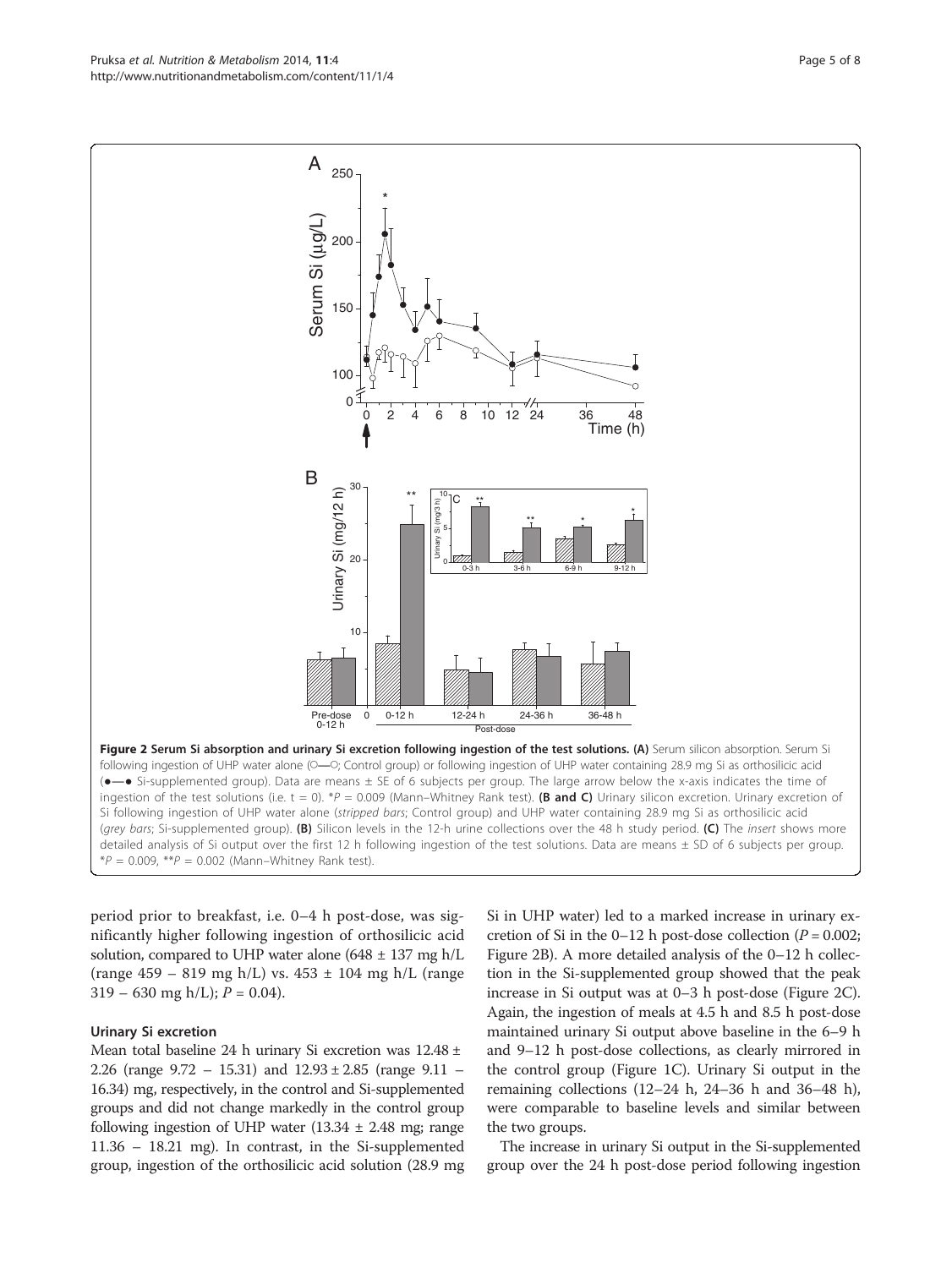**Figure 2 Serum Si absorption and urinary Si excretion following ingestion of the test solutions. (A)** Serum silicon absorption. Serum Si following ingestion of UHP water alone (○—○; Control group) or following ingestion of UHP water containing 28.9 mg Si as orthosilicic acid (●—● Si-supplemented group). Data are means ± SE of 6 subjects per group. The large arrow below the x-axis indicates the time of ingestion of the test solutions (i.e. t = 0). \*$P = 0.009$ (Mann–Whitney Rank test). **(B and C)** Urinary silicon excretion. Urinary excretion of Si following ingestion of UHP water alone (*stripped bars*; Control group) and UHP water containing 28.9 mg Si as orthosilicic acid (*grey bars*; Si-supplemented group). **(B)** Silicon levels in the 12-h urine collections over the 48 h study period. **(C)** The *insert* shows more detailed analysis of Si output over the first 12 h following ingestion of the test solutions. Data are means ± SD of 6 subjects per group. \*$P = 0.009$, \*\*$P = 0.002$ (Mann–Whitney Rank test).

period prior to breakfast, i.e. 0–4 h post-dose, was significantly higher following ingestion of orthosilicic acid solution, compared to UHP water alone (648 ± 137 mg h/L (range 459 – 819 mg h/L) vs. 453 ± 104 mg h/L (range 319 – 630 mg h/L); $P = 0.04$).

### Urinary Si excretion

Mean total baseline 24 h urinary Si excretion was 12.48 ± 2.26 (range 9.72 – 15.31) and 12.93 ± 2.85 (range 9.11 – 16.34) mg, respectively, in the control and Si-supplemented groups and did not change markedly in the control group following ingestion of UHP water (13.34 ± 2.48 mg; range 11.36 – 18.21 mg). In contrast, in the Si-supplemented group, ingestion of the orthosilicic acid solution (28.9 mg Si in UHP water) led to a marked increase in urinary excretion of Si in the 0–12 h post-dose collection ($P = 0.002$; Figure 2B). A more detailed analysis of the 0–12 h collection in the Si-supplemented group showed that the peak increase in Si output was at 0–3 h post-dose (Figure 2C). Again, the ingestion of meals at 4.5 h and 8.5 h post-dose maintained urinary Si output above baseline in the 6–9 h and 9–12 h post-dose collections, as clearly mirrored in the control group (Figure 1C). Urinary Si output in the remaining collections (12–24 h, 24–36 h and 36–48 h), were comparable to baseline levels and similar between the two groups.

The increase in urinary Si output in the Si-supplemented group over the 24 h post-dose period following ingestion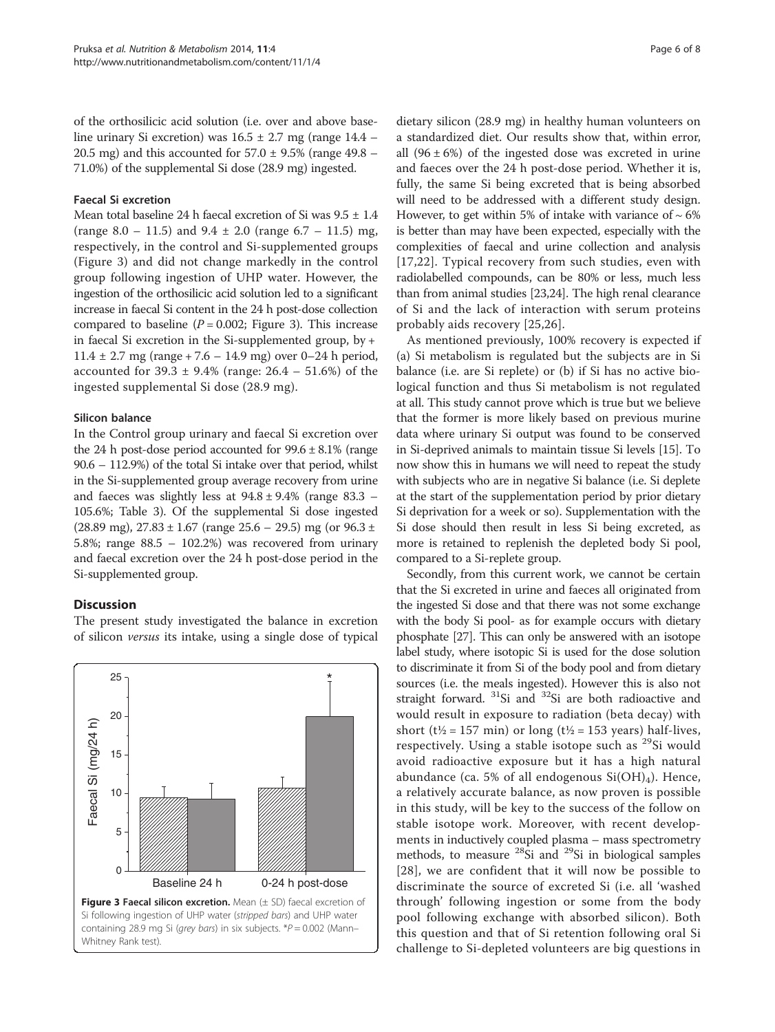of the orthosilicic acid solution (i.e. over and above baseline urinary Si excretion) was 16.5 ± 2.7 mg (range 14.4 – 20.5 mg) and this accounted for 57.0 ± 9.5% (range 49.8 – 71.0%) of the supplemental Si dose (28.9 mg) ingested.

### Faecal Si excretion

Mean total baseline 24 h faecal excretion of Si was 9.5 ± 1.4 (range 8.0 – 11.5) and 9.4 ± 2.0 (range 6.7 – 11.5) mg, respectively, in the control and Si-supplemented groups (Figure 3) and did not change markedly in the control group following ingestion of UHP water. However, the ingestion of the orthosilicic acid solution led to a significant increase in faecal Si content in the 24 h post-dose collection compared to baseline ($P = 0.002$; Figure 3). This increase in faecal Si excretion in the Si-supplemented group, by + 11.4 ± 2.7 mg (range + 7.6 – 14.9 mg) over 0–24 h period, accounted for 39.3 ± 9.4% (range: 26.4 – 51.6%) of the ingested supplemental Si dose (28.9 mg).

### Silicon balance

In the Control group urinary and faecal Si excretion over the 24 h post-dose period accounted for 99.6 ± 8.1% (range 90.6 – 112.9%) of the total Si intake over that period, whilst in the Si-supplemented group average recovery from urine and faeces was slightly less at 94.8 ± 9.4% (range 83.3 – 105.6%; Table 3). Of the supplemental Si dose ingested (28.89 mg), 27.83 ± 1.67 (range 25.6 – 29.5) mg (or 96.3 ± 5.8%; range 88.5 – 102.2%) was recovered from urinary and faecal excretion over the 24 h post-dose period in the Si-supplemented group.

## Discussion

The present study investigated the balance in excretion of silicon *versus* its intake, using a single dose of typical dietary silicon (28.9 mg) in healthy human volunteers on a standardized diet. Our results show that, within error, all (96 ± 6%) of the ingested dose was excreted in urine and faeces over the 24 h post-dose period. Whether it is, fully, the same Si being excreted that is being absorbed will need to be addressed with a different study design. However, to get within 5% of intake with variance of ~ 6% is better than may have been expected, especially with the complexities of faecal and urine collection and analysis [17,22]. Typical recovery from such studies, even with radiolabelled compounds, can be 80% or less, much less than from animal studies [23,24]. The high renal clearance of Si and the lack of interaction with serum proteins probably aids recovery [25,26].

Figure 3 **Faecal silicon excretion.** Mean (± SD) faecal excretion of Si following ingestion of UHP water (*stripped bars*) and UHP water containing 28.9 mg Si (*grey bars*) in six subjects. *$P = 0.002$ (Mann–Whitney Rank test).

As mentioned previously, 100% recovery is expected if (a) Si metabolism is regulated but the subjects are in Si balance (i.e. are Si replete) or (b) if Si has no active biological function and thus Si metabolism is not regulated at all. This study cannot prove which is true but we believe that the former is more likely based on previous murine data where urinary Si output was found to be conserved in Si-deprived animals to maintain tissue Si levels [15]. To now show this in humans we will need to repeat the study with subjects who are in negative Si balance (i.e. Si deplete at the start of the supplementation period by prior dietary Si deprivation for a week or so). Supplementation with the Si dose should then result in less Si being excreted, as more is retained to replenish the depleted body Si pool, compared to a Si-replete group.

Secondly, from this current work, we cannot be certain that the Si excreted in urine and faeces all originated from the ingested Si dose and that there was not some exchange with the body Si pool- as for example occurs with dietary phosphate [27]. This can only be answered with an isotope label study, where isotopic Si is used for the dose solution to discriminate it from Si of the body pool and from dietary sources (i.e. the meals ingested). However this is also not straight forward. $^{31}Si$ and $^{32}Si$ are both radioactive and would result in exposure to radiation (beta decay) with short ($t_{1/2}$ = 157 min) or long ($t_{1/2}$ = 153 years) half-lives, respectively. Using a stable isotope such as $^{29}Si$ would avoid radioactive exposure but it has a high natural abundance (ca. 5% of all endogenous $Si(OH)_4$). Hence, a relatively accurate balance, as now proven is possible in this study, will be key to the success of the follow on stable isotope work. Moreover, with recent developments in inductively coupled plasma – mass spectrometry methods, to measure $^{28}Si$ and $^{29}Si$ in biological samples [28], we are confident that it will now be possible to discriminate the source of excreted Si (i.e. all 'washed through' following ingestion or some from the body pool following exchange with absorbed silicon). Both this question and that of Si retention following oral Si challenge to Si-depleted volunteers are big questions in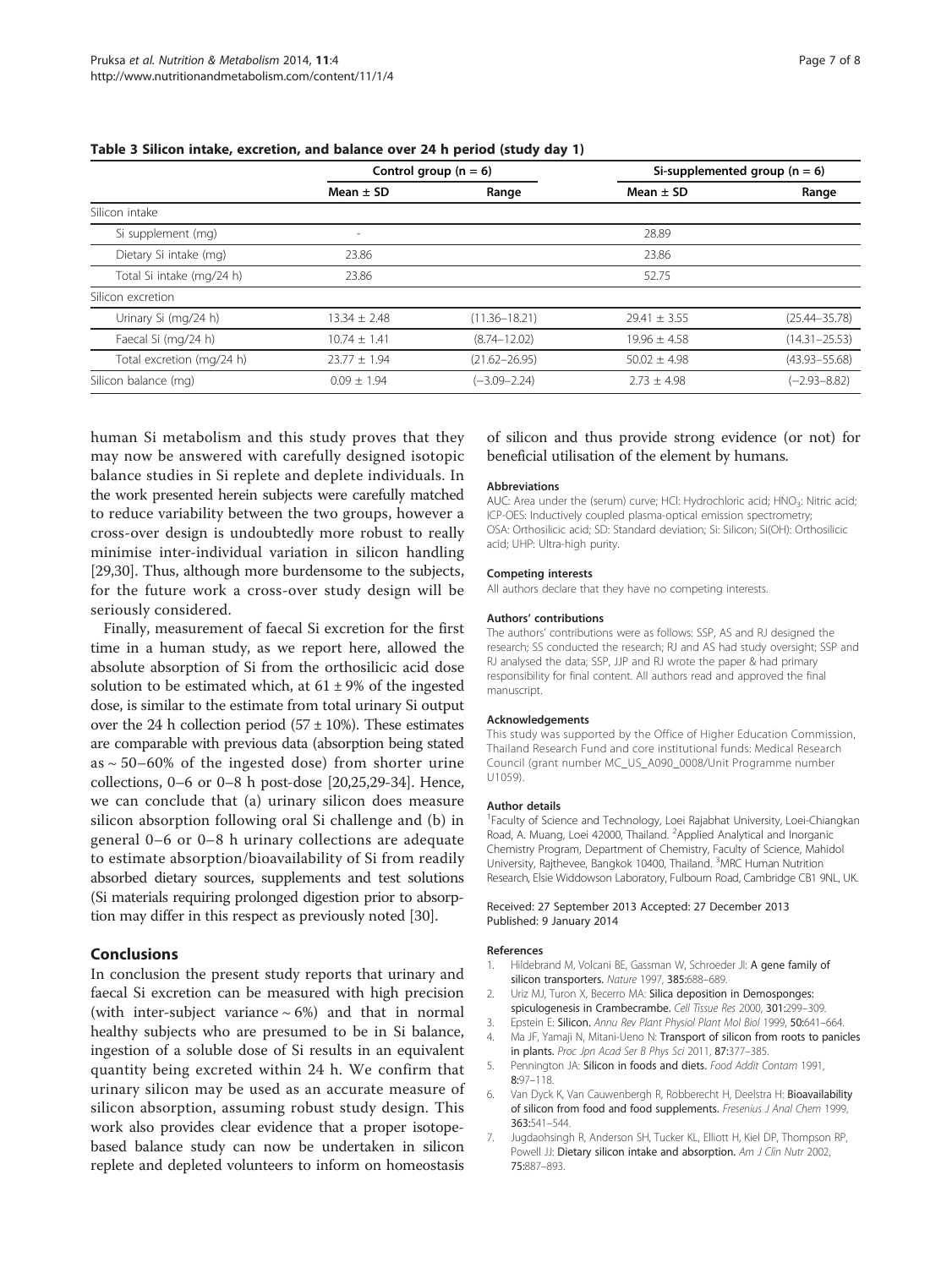**Table 3 Silicon intake, excretion, and balance over 24 h period (study day 1)**

| | Control group (n = 6) | | Si-supplemented group (n = 6) | |
|---|---|---|---|---|
| | Mean ± SD | Range | Mean ± SD | Range |
| Silicon intake | | | | |
| Si supplement (mg) | - | | 28.89 | |
| Dietary Si intake (mg) | 23.86 | | 23.86 | |
| Total Si intake (mg/24 h) | 23.86 | | 52.75 | |
| Silicon excretion | | | | |
| Urinary Si (mg/24 h) | 13.34 ± 2.48 | (11.36–18.21) | 29.41 ± 3.55 | (25.44–35.78) |
| Faecal Si (mg/24 h) | 10.74 ± 1.41 | (8.74–12.02) | 19.96 ± 4.58 | (14.31–25.53) |
| Total excretion (mg/24 h) | 23.77 ± 1.94 | (21.62–26.95) | 50.02 ± 4.98 | (43.93–55.68) |
| Silicon balance (mg) | 0.09 ± 1.94 | (−3.09–2.24) | 2.73 ± 4.98 | (−2.93–8.82) |

human Si metabolism and this study proves that they may now be answered with carefully designed isotopic balance studies in Si replete and deplete individuals. In the work presented herein subjects were carefully matched to reduce variability between the two groups, however a cross-over design is undoubtedly more robust to really minimise inter-individual variation in silicon handling [29,30]. Thus, although more burdensome to the subjects, for the future work a cross-over study design will be seriously considered.

Finally, measurement of faecal Si excretion for the first time in a human study, as we report here, allowed the absolute absorption of Si from the orthosilicic acid dose solution to be estimated which, at 61 ± 9% of the ingested dose, is similar to the estimate from total urinary Si output over the 24 h collection period (57 ± 10%). These estimates are comparable with previous data (absorption being stated as ~ 50–60% of the ingested dose) from shorter urine collections, 0–6 or 0–8 h post-dose [20,25,29-34]. Hence, we can conclude that (a) urinary silicon does measure silicon absorption following oral Si challenge and (b) in general 0–6 or 0–8 h urinary collections are adequate to estimate absorption/bioavailability of Si from readily absorbed dietary sources, supplements and test solutions (Si materials requiring prolonged digestion prior to absorption may differ in this respect as previously noted [30].

## Conclusions

In conclusion the present study reports that urinary and faecal Si excretion can be measured with high precision (with inter-subject variance ~ 6%) and that in normal healthy subjects who are presumed to be in Si balance, ingestion of a soluble dose of Si results in an equivalent quantity being excreted within 24 h. We confirm that urinary silicon may be used as an accurate measure of silicon absorption, assuming robust study design. This work also provides clear evidence that a proper isotope-based balance study can now be undertaken in silicon replete and depleted volunteers to inform on homeostasis of silicon and thus provide strong evidence (or not) for beneficial utilisation of the element by humans.

#### Abbreviations

AUC: Area under the (serum) curve; HCl: Hydrochloric acid; $HNO_3$: Nitric acid; ICP-OES: Inductively coupled plasma-optical emission spectrometry; OSA: Orthosilicic acid; SD: Standard deviation; Si: Silicon; Si(OH): Orthosilicic acid; UHP: Ultra-high purity.

#### Competing interests

All authors declare that they have no competing interests.

#### Authors' contributions

The authors' contributions were as follows: SSP, AS and RJ designed the research; SS conducted the research; RJ and AS had study oversight; SSP and RJ analysed the data; SSP, JJP and RJ wrote the paper & had primary responsibility for final content. All authors read and approved the final manuscript.

#### Acknowledgements

This study was supported by the Office of Higher Education Commission, Thailand Research Fund and core institutional funds: Medical Research Council (grant number MC_US_A090_0008/Unit Programme number U1059).

#### Author details

[1]Faculty of Science and Technology, Loei Rajabhat University, Loei-Chiangkan Road, A. Muang, Loei 42000, Thailand. [2]Applied Analytical and Inorganic Chemistry Program, Department of Chemistry, Faculty of Science, Mahidol University, Rajthevee, Bangkok 10400, Thailand. [3]MRC Human Nutrition Research, Elsie Widdowson Laboratory, Fulbourn Road, Cambridge CB1 9NL, UK.

Received: 27 September 2013 Accepted: 27 December 2013
Published: 9 January 2014

#### References

1. Hildebrand M, Volcani BE, Gassman W, Schroeder JI: **A gene family of silicon transporters.** *Nature* 1997, **385:**688–689.
2. Uriz MJ, Turon X, Becerro MA: **Silica deposition in Demosponges: spiculogenesis in Crambecrambe.** *Cell Tissue Res* 2000, **301:**299–309.
3. Epstein E: **Silicon.** *Annu Rev Plant Physiol Plant Mol Biol* 1999, **50:**641–664.
4. Ma JF, Yamaji N, Mitani-Ueno N: **Transport of silicon from roots to panicles in plants.** *Proc Jpn Acad Ser B Phys Sci* 2011, **87:**377–385.
5. Pennington JA: **Silicon in foods and diets.** *Food Addit Contam* 1991, **8:**97–118.
6. Van Dyck K, Van Cauwenbergh R, Robberecht H, Deelstra H: **Bioavailability of silicon from food and food supplements.** *Fresenius J Anal Chem* 1999, **363:**541–544.
7. Jugdaohsingh R, Anderson SH, Tucker KL, Elliott H, Kiel DP, Thompson RP, Powell JJ: **Dietary silicon intake and absorption.** *Am J Clin Nutr* 2002, **75:**887–893.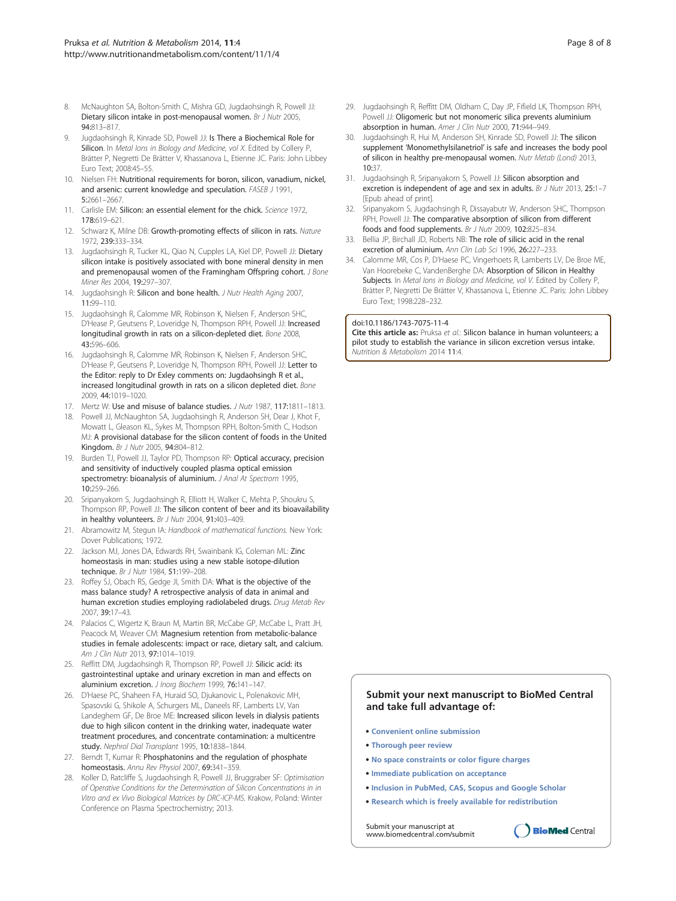8. McNaughton SA, Bolton-Smith C, Mishra GD, Jugdaohsingh R, Powell JJ: **Dietary silicon intake in post-menopausal women.** *Br J Nutr* 2005, **94:**813–817.
9. Jugdaohsingh R, Kinrade SD, Powell JJ: **Is There a Biochemical Role for Silicon.** In *Metal Ions in Biology and Medicine, vol X.* Edited by Collery P, Brätter P, Negretti De Brätter V, Khassanova L, Etienne JC. Paris: John Libbey Euro Text; 2008:45–55.
10. Nielsen FH: **Nutritional requirements for boron, silicon, vanadium, nickel, and arsenic: current knowledge and speculation.** *FASEB J* 1991, **5:**2661–2667.
11. Carlisle EM: **Silicon: an essential element for the chick.** *Science* 1972, **178:**619–621.
12. Schwarz K, Milne DB: **Growth-promoting effects of silicon in rats.** *Nature* 1972, **239:**333–334.
13. Jugdaohsingh R, Tucker KL, Qiao N, Cupples LA, Kiel DP, Powell JJ: **Dietary silicon intake is positively associated with bone mineral density in men and premenopausal women of the Framingham Offspring cohort.** *J Bone Miner Res* 2004, **19:**297–307.
14. Jugdaohsingh R: **Silicon and bone health.** *J Nutr Health Aging* 2007, **11:**99–110.
15. Jugdaohsingh R, Calomme MR, Robinson K, Nielsen F, Anderson SHC, D'Hease P, Geutsens P, Loveridge N, Thompson RPH, Powell JJ: **Increased longitudinal growth in rats on a silicon-depleted diet.** *Bone* 2008, **43:**596–606.
16. Jugdaohsingh R, Calomme MR, Robinson K, Nielsen F, Anderson SHC, D'Hease P, Geutsens P, Loveridge N, Thompson RPH, Powell JJ: **Letter to the Editor: reply to Dr Exley comments on: Jugdaohsingh R et al., increased longitudinal growth in rats on a silicon depleted diet.** *Bone* 2009, **44:**1019–1020.
17. Mertz W: **Use and misuse of balance studies.** *J Nutr* 1987, **117:**1811–1813.
18. Powell JJ, McNaughton SA, Jugdaohsingh R, Anderson SH, Dear J, Khot F, Mowatt L, Gleason KL, Sykes M, Thompson RPH, Bolton-Smith C, Hodson MJ: **A provisional database for the silicon content of foods in the United Kingdom.** *Br J Nutr* 2005, **94:**804–812.
19. Burden TJ, Powell JJ, Taylor PD, Thompson RP: **Optical accuracy, precision and sensitivity of inductively coupled plasma optical emission spectrometry: bioanalysis of aluminium.** *J Anal At Spectrom* 1995, **10:**259–266.
20. Sripanyakorn S, Jugdaohsingh R, Elliott H, Walker C, Mehta P, Shoukru S, Thompson RP, Powell JJ: **The silicon content of beer and its bioavailability in healthy volunteers.** *Br J Nutr* 2004, **91:**403–409.
21. Abramowitz M, Stegun IA: *Handbook of mathematical functions.* New York: Dover Publications; 1972.
22. Jackson MJ, Jones DA, Edwards RH, Swainbank IG, Coleman ML: **Zinc homeostasis in man: studies using a new stable isotope-dilution technique.** *Br J Nutr* 1984, **51:**199–208.
23. Roffey SJ, Obach RS, Gedge JI, Smith DA: **What is the objective of the mass balance study? A retrospective analysis of data in animal and human excretion studies employing radiolabeled drugs.** *Drug Metab Rev* 2007, **39:**17–43.
24. Palacios C, Wigertz K, Braun M, Martin BR, McCabe GP, McCabe L, Pratt JH, Peacock M, Weaver CM: **Magnesium retention from metabolic-balance studies in female adolescents: impact or race, dietary salt, and calcium.** *Am J Clin Nutr* 2013, **97:**1014–1019.
25. Reffitt DM, Jugdaohsingh R, Thompson RP, Powell JJ: **Silicic acid: its gastrointestinal uptake and urinary excretion in man and effects on aluminium excretion.** *J Inorg Biochem* 1999, **76:**141–147.
26. D'Haese PC, Shaheen FA, Huraid SO, Djukanovic L, Polenakovic MH, Spasovski G, Shikole A, Schurgers ML, Daneels RF, Lamberts LV, Van Landeghem GF, De Broe ME: **Increased silicon levels in dialysis patients due to high silicon content in the drinking water, inadequate water treatment procedures, and concentrate contamination: a multicentre study.** *Nephrol Dial Transplant* 1995, **10:**1838–1844.
27. Berndt T, Kumar R: **Phosphatonins and the regulation of phosphate homeostasis.** *Annu Rev Physiol* 2007, **69:**341–359.
28. Koller D, Ratcliffe S, Jugdaohsingh R, Powell JJ, Bruggraber SF: *Optimisation of Operative Conditions for the Determination of Silicon Concentrations in in Vitro and ex Vivo Biological Matrices by DRC-ICP-MS.* Krakow, Poland: Winter Conference on Plasma Spectrochemistry; 2013.
29. Jugdaohsingh R, Reffitt DM, Oldham C, Day JP, Fifield LK, Thompson RPH, Powell JJ: **Oligomeric but not monomeric silica prevents aluminium absorption in human.** *Amer J Clin Nutr* 2000, **71:**944–949.
30. Jugdaohsingh R, Hui M, Anderson SH, Kinrade SD, Powell JJ: **The silicon supplement 'Monomethylsilanetriol' is safe and increases the body pool of silicon in healthy pre-menopausal women.** *Nutr Metab (Lond)* 2013, **10:**37.
31. Jugdaohsingh R, Sripanyakorn S, Powell JJ: **Silicon absorption and excretion is independent of age and sex in adults.** *Br J Nutr* 2013, **25:**1–7 [Epub ahead of print].
32. Sripanyakorn S, Jugdaohsingh R, Dissayabutr W, Anderson SHC, Thompson RPH, Powell JJ: **The comparative absorption of silicon from different foods and food supplements.** *Br J Nutr* 2009, **102:**825–834.
33. Bellia JP, Birchall JD, Roberts NB: **The role of silicic acid in the renal excretion of aluminium.** *Ann Clin Lab Sci* 1996, **26:**227–233.
34. Calomme MR, Cos P, D'Haese PC, Vingerhoets R, Lamberts LV, De Broe ME, Van Hoorebeke C, VandenBerghe DA: **Absorption of Silicon in Healthy Subjects.** In *Metal Ions in Biology and Medicine, vol V.* Edited by Collery P, Brätter P, Negretti De Brätter V, Khassanova L, Etienne JC. Paris: John Libbey Euro Text; 1998:228–232.

doi:10.1186/1743-7075-11-4
**Cite this article as:** Pruksa *et al.*: Silicon balance in human volunteers; a pilot study to establish the variance in silicon excretion versus intake. *Nutrition & Metabolism* 2014 11:4.

**Submit your next manuscript to BioMed Central and take full advantage of:**

- Convenient online submission
- Thorough peer review
- No space constraints or color figure charges
- Immediate publication on acceptance
- Inclusion in PubMed, CAS, Scopus and Google Scholar
- Research which is freely available for redistribution

Submit your manuscript at
www.biomedcentral.com/submit

BioMed Central